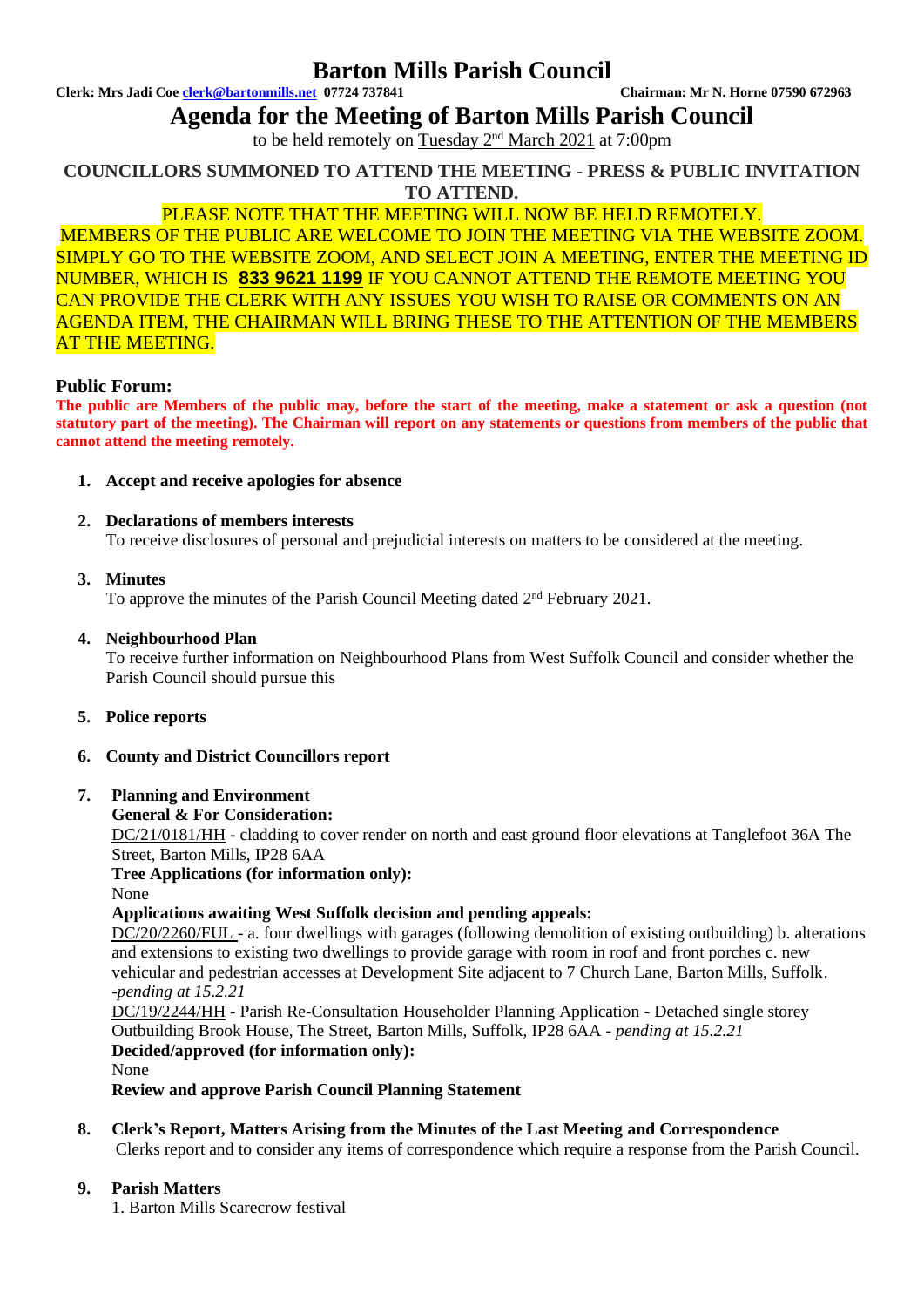# Barton Mills Parish Council

**Clerk: Mrs Jadi Coe clerk@bartonmills.net 07724 737841** **Chairman: Mr N. Horne 07590 672963**

## Agenda for the Meeting of Barton Mills Parish Council

to be held remotely on Tuesday 2nd March 2021 at 7:00pm

**COUNCILLORS SUMMONED TO ATTEND THE MEETING - PRESS & PUBLIC INVITATION TO ATTEND.**

PLEASE NOTE THAT THE MEETING WILL NOW BE HELD REMOTELY.

MEMBERS OF THE PUBLIC ARE WELCOME TO JOIN THE MEETING VIA THE WEBSITE ZOOM. SIMPLY GO TO THE WEBSITE ZOOM, AND SELECT JOIN A MEETING, ENTER THE MEETING ID NUMBER, WHICH IS **833 9621 1199** IF YOU CANNOT ATTEND THE REMOTE MEETING YOU CAN PROVIDE THE CLERK WITH ANY ISSUES YOU WISH TO RAISE OR COMMENTS ON AN AGENDA ITEM, THE CHAIRMAN WILL BRING THESE TO THE ATTENTION OF THE MEMBERS AT THE MEETING.

### Public Forum:

**The public are Members of the public may, before the start of the meeting, make a statement or ask a question (not statutory part of the meeting). The Chairman will report on any statements or questions from members of the public that cannot attend the meeting remotely.**

1. **Accept and receive apologies for absence**

2. **Declarations of members interests**
   To receive disclosures of personal and prejudicial interests on matters to be considered at the meeting.

3. **Minutes**
   To approve the minutes of the Parish Council Meeting dated 2nd February 2021.

4. **Neighbourhood Plan**
   To receive further information on Neighbourhood Plans from West Suffolk Council and consider whether the Parish Council should pursue this

5. **Police reports**

6. **County and District Councillors report**

7. **Planning and Environment**
   **General & For Consideration:**
   DC/21/0181/HH - cladding to cover render on north and east ground floor elevations at Tanglefoot 36A The Street, Barton Mills, IP28 6AA
   **Tree Applications (for information only):**
   None
   **Applications awaiting West Suffolk decision and pending appeals:**
   DC/20/2260/FUL - a. four dwellings with garages (following demolition of existing outbuilding) b. alterations and extensions to existing two dwellings to provide garage with room in roof and front porches c. new vehicular and pedestrian accesses at Development Site adjacent to 7 Church Lane, Barton Mills, Suffolk. -*pending at 15.2.21*
   DC/19/2244/HH - Parish Re-Consultation Householder Planning Application - Detached single storey Outbuilding Brook House, The Street, Barton Mills, Suffolk, IP28 6AA - *pending at 15.2.21*
   **Decided/approved (for information only):**
   None
   **Review and approve Parish Council Planning Statement**

8. **Clerk's Report, Matters Arising from the Minutes of the Last Meeting and Correspondence**
   Clerks report and to consider any items of correspondence which require a response from the Parish Council.

9. **Parish Matters**
   1. Barton Mills Scarecrow festival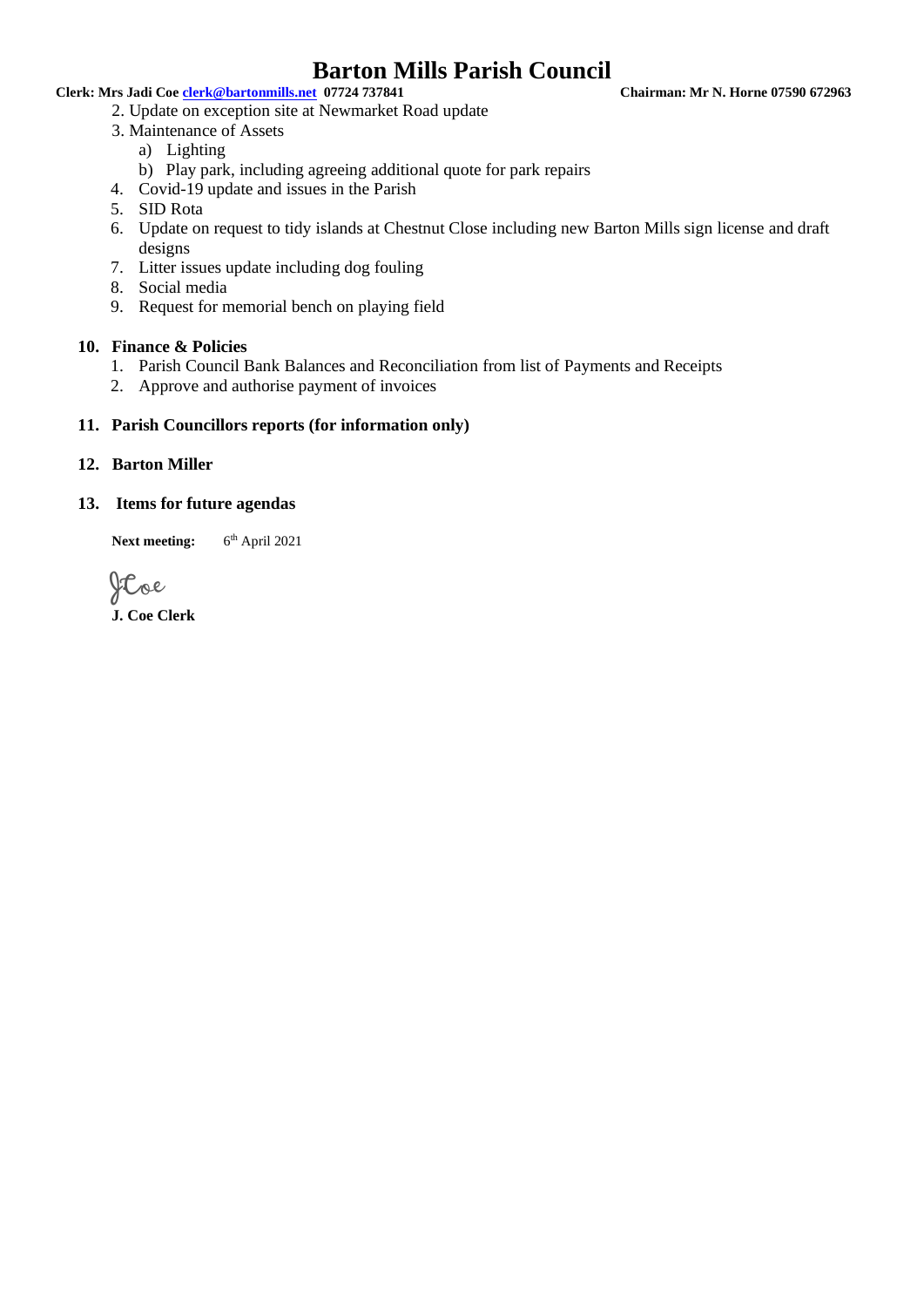2. Update on exception site at Newmarket Road update
3. Maintenance of Assets
   a) Lighting
   b) Play park, including agreeing additional quote for park repairs
4. Covid-19 update and issues in the Parish
5. SID Rota
6. Update on request to tidy islands at Chestnut Close including new Barton Mills sign license and draft designs
7. Litter issues update including dog fouling
8. Social media
9. Request for memorial bench on playing field

## 10. Finance & Policies

1. Parish Council Bank Balances and Reconciliation from list of Payments and Receipts
2. Approve and authorise payment of invoices

## 11. Parish Councillors reports (for information only)

## 12. Barton Miller

## 13. Items for future agendas

**Next meeting:** 6th April 2021

JCoe

**J. Coe Clerk**